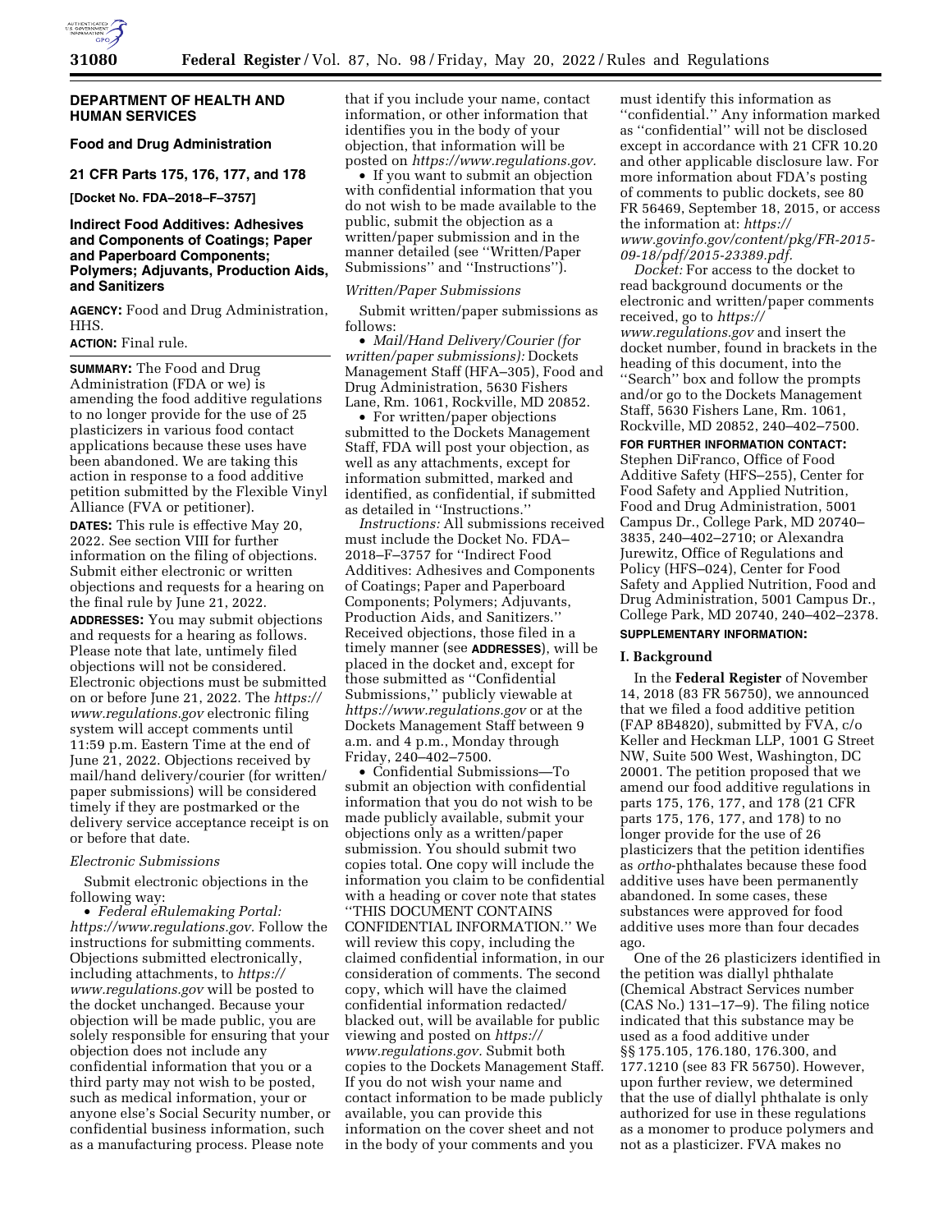**DEPARTMENT OF HEALTH AND HUMAN SERVICES**

**Food and Drug Administration**

**21 CFR Parts 175, 176, 177, and 178**

**[Docket No. FDA–2018–F–3757]**

## Indirect Food Additives: Adhesives and Components of Coatings; Paper and Paperboard Components; Polymers; Adjuvants, Production Aids, and Sanitizers

**AGENCY:** Food and Drug Administration, HHS.

**ACTION:** Final rule.

**SUMMARY:** The Food and Drug Administration (FDA or we) is amending the food additive regulations to no longer provide for the use of 25 plasticizers in various food contact applications because these uses have been abandoned. We are taking this action in response to a food additive petition submitted by the Flexible Vinyl Alliance (FVA or petitioner).

**DATES:** This rule is effective May 20, 2022. See section VIII for further information on the filing of objections. Submit either electronic or written objections and requests for a hearing on the final rule by June 21, 2022.

**ADDRESSES:** You may submit objections and requests for a hearing as follows. Please note that late, untimely filed objections will not be considered. Electronic objections must be submitted on or before June 21, 2022. The *https://www.regulations.gov* electronic filing system will accept comments until 11:59 p.m. Eastern Time at the end of June 21, 2022. Objections received by mail/hand delivery/courier (for written/paper submissions) will be considered timely if they are postmarked or the delivery service acceptance receipt is on or before that date.

*Electronic Submissions*

Submit electronic objections in the following way:

- *Federal eRulemaking Portal: https://www.regulations.gov.* Follow the instructions for submitting comments. Objections submitted electronically, including attachments, to *https://www.regulations.gov* will be posted to the docket unchanged. Because your objection will be made public, you are solely responsible for ensuring that your objection does not include any confidential information that you or a third party may not wish to be posted, such as medical information, your or anyone else's Social Security number, or confidential business information, such as a manufacturing process. Please note that if you include your name, contact information, or other information that identifies you in the body of your objection, that information will be posted on *https://www.regulations.gov.*
- If you want to submit an objection with confidential information that you do not wish to be made available to the public, submit the objection as a written/paper submission and in the manner detailed (see ''Written/Paper Submissions'' and ''Instructions'').

*Written/Paper Submissions*

Submit written/paper submissions as follows:

- *Mail/Hand Delivery/Courier (for written/paper submissions):* Dockets Management Staff (HFA–305), Food and Drug Administration, 5630 Fishers Lane, Rm. 1061, Rockville, MD 20852.
- For written/paper objections submitted to the Dockets Management Staff, FDA will post your objection, as well as any attachments, except for information submitted, marked and identified, as confidential, if submitted as detailed in ''Instructions.''

*Instructions:* All submissions received must include the Docket No. FDA–2018–F–3757 for ''Indirect Food Additives: Adhesives and Components of Coatings; Paper and Paperboard Components; Polymers; Adjuvants, Production Aids, and Sanitizers.'' Received objections, those filed in a timely manner (see **ADDRESSES**), will be placed in the docket and, except for those submitted as ''Confidential Submissions,'' publicly viewable at *https://www.regulations.gov* or at the Dockets Management Staff between 9 a.m. and 4 p.m., Monday through Friday, 240–402–7500.

- Confidential Submissions—To submit an objection with confidential information that you do not wish to be made publicly available, submit your objections only as a written/paper submission. You should submit two copies total. One copy will include the information you claim to be confidential with a heading or cover note that states ''THIS DOCUMENT CONTAINS CONFIDENTIAL INFORMATION.'' We will review this copy, including the claimed confidential information, in our consideration of comments. The second copy, which will have the claimed confidential information redacted/blacked out, will be available for public viewing and posted on *https://www.regulations.gov.* Submit both copies to the Dockets Management Staff. If you do not wish your name and contact information to be made publicly available, you can provide this information on the cover sheet and not in the body of your comments and you must identify this information as ''confidential.'' Any information marked as ''confidential'' will not be disclosed except in accordance with 21 CFR 10.20 and other applicable disclosure law. For more information about FDA's posting of comments to public dockets, see 80 FR 56469, September 18, 2015, or access the information at: *https://www.govinfo.gov/content/pkg/FR-2015-09-18/pdf/2015-23389.pdf.*

*Docket:* For access to the docket to read background documents or the electronic and written/paper comments received, go to *https://www.regulations.gov* and insert the docket number, found in brackets in the heading of this document, into the ''Search'' box and follow the prompts and/or go to the Dockets Management Staff, 5630 Fishers Lane, Rm. 1061, Rockville, MD 20852, 240–402–7500.

**FOR FURTHER INFORMATION CONTACT:** Stephen DiFranco, Office of Food Additive Safety (HFS–255), Center for Food Safety and Applied Nutrition, Food and Drug Administration, 5001 Campus Dr., College Park, MD 20740–3835, 240–402–2710; or Alexandra Jurewitz, Office of Regulations and Policy (HFS–024), Center for Food Safety and Applied Nutrition, Food and Drug Administration, 5001 Campus Dr., College Park, MD 20740, 240–402–2378.

**SUPPLEMENTARY INFORMATION:**

### I. Background

In the **Federal Register** of November 14, 2018 (83 FR 56750), we announced that we filed a food additive petition (FAP 8B4820), submitted by FVA, c/o Keller and Heckman LLP, 1001 G Street NW, Suite 500 West, Washington, DC 20001. The petition proposed that we amend our food additive regulations in parts 175, 176, 177, and 178 (21 CFR parts 175, 176, 177, and 178) to no longer provide for the use of 26 plasticizers that the petition identifies as *ortho*-phthalates because these food additive uses have been permanently abandoned. In some cases, these substances were approved for food additive uses more than four decades ago.

One of the 26 plasticizers identified in the petition was diallyl phthalate (Chemical Abstract Services number (CAS No.) 131–17–9). The filing notice indicated that this substance may be used as a food additive under §§ 175.105, 176.180, 176.300, and 177.1210 (see 83 FR 56750). However, upon further review, we determined that the use of diallyl phthalate is only authorized for use in these regulations as a monomer to produce polymers and not as a plasticizer. FVA makes no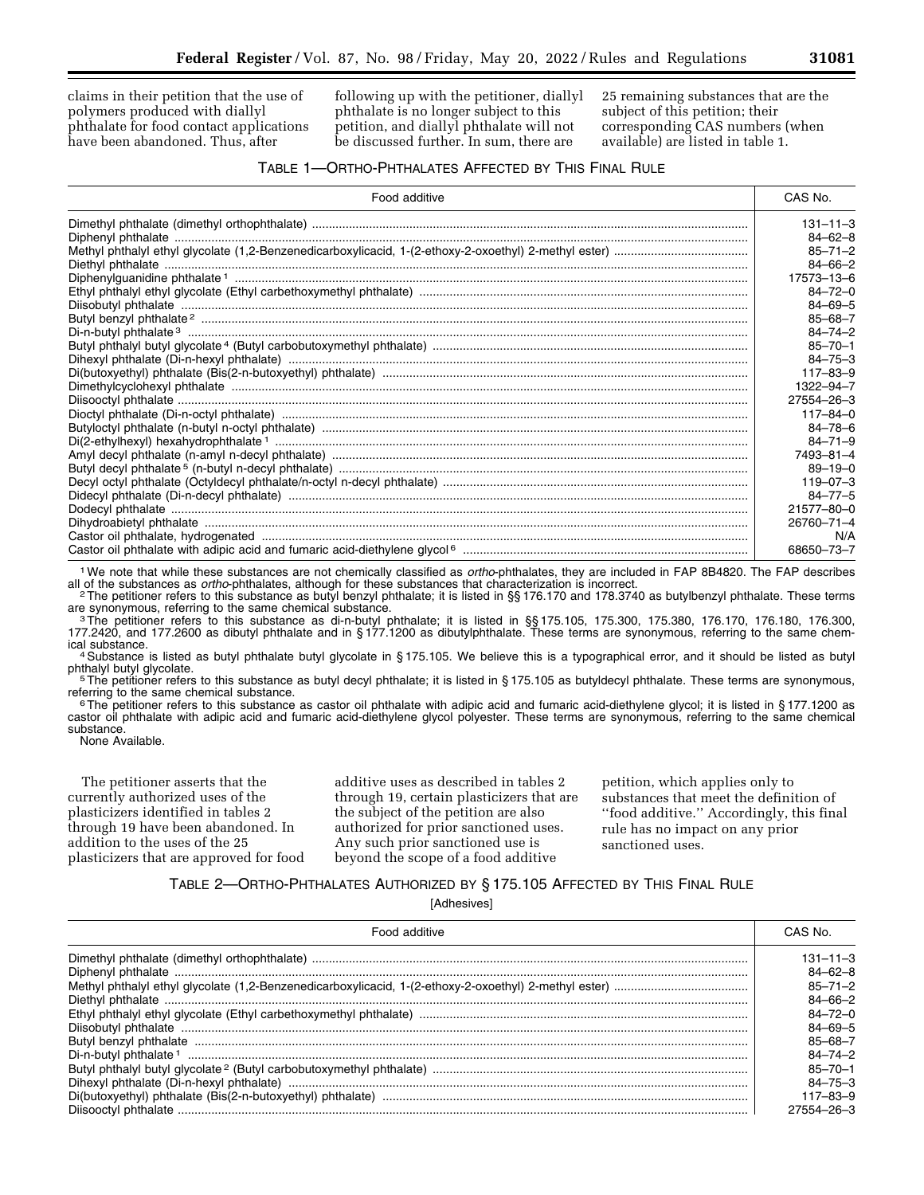claims in their petition that the use of polymers produced with diallyl phthalate for food contact applications have been abandoned. Thus, after following up with the petitioner, diallyl phthalate is no longer subject to this petition, and diallyl phthalate will not be discussed further. In sum, there are 25 remaining substances that are the subject of this petition; their corresponding CAS numbers (when available) are listed in table 1.

TABLE 1—ORTHO-PHTHALATES AFFECTED BY THIS FINAL RULE

| Food additive | CAS No. |
|---|---|
| Dimethyl phthalate (dimethyl orthophthalate) | 131–11–3 |
| Diphenyl phthalate | 84–62–8 |
| Methyl phthalyl ethyl glycolate (1,2-Benzenedicarboxylicacid, 1-(2-ethoxy-2-oxoethyl) 2-methyl ester) | 85–71–2 |
| Diethyl phthalate | 84–66–2 |
| Diphenylguanidine phthalate [1] | 17573–13–6 |
| Ethyl phthalyl ethyl glycolate (Ethyl carbethoxymethyl phthalate) | 84–72–0 |
| Diisobutyl phthalate | 84–69–5 |
| Butyl benzyl phthalate [2] | 85–68–7 |
| Di-n-butyl phthalate [3] | 84–74–2 |
| Butyl phthalyl butyl glycolate [4] (Butyl carbobutoxymethyl phthalate) | 85–70–1 |
| Dihexyl phthalate (Di-n-hexyl phthalate) | 84–75–3 |
| Di(butoxyethyl) phthalate (Bis(2-n-butoxyethyl) phthalate) | 117–83–9 |
| Dimethylcyclohexyl phthalate | 1322–94–7 |
| Diisooctyl phthalate | 27554–26–3 |
| Dioctyl phthalate (Di-n-octyl phthalate) | 117–84–0 |
| Butyloctyl phthalate (n-butyl n-octyl phthalate) | 84–78–6 |
| Di(2-ethylhexyl) hexahydrophthalate [1] | 84–71–9 |
| Amyl decyl phthalate (n-amyl n-decyl phthalate) | 7493–81–4 |
| Butyl decyl phthalate [5] (n-butyl n-decyl phthalate) | 89–19–0 |
| Decyl octyl phthalate (Octyldecyl phthalate/n-octyl n-decyl phthalate) | 119–07–3 |
| Didecyl phthalate (Di-n-decyl phthalate) | 84–77–5 |
| Dodecyl phthalate | 21577–80–0 |
| Dihydroabietyl phthalate | 26760–71–4 |
| Castor oil phthalate, hydrogenated | N/A |
| Castor oil phthalate with adipic acid and fumaric acid-diethylene glycol [6] | 68650–73–7 |

[1] We note that while these substances are not chemically classified as *ortho*-phthalates, they are included in FAP 8B4820. The FAP describes all of the substances as *ortho*-phthalates, although for these substances that characterization is incorrect.

[2] The petitioner refers to this substance as butyl benzyl phthalate; it is listed in §§ 176.170 and 178.3740 as butylbenzyl phthalate. These terms are synonymous, referring to the same chemical substance.

[3] The petitioner refers to this substance as di-n-butyl phthalate; it is listed in §§ 175.105, 175.300, 175.380, 176.170, 176.180, 176.300, 177.2420, and 177.2600 as dibutyl phthalate and in § 177.1200 as dibutylphthalate. These terms are synonymous, referring to the same chemical substance.

[4] Substance is listed as butyl phthalate butyl glycolate in § 175.105. We believe this is a typographical error, and it should be listed as butyl phthalyl butyl glycolate.

[5] The petitioner refers to this substance as butyl decyl phthalate; it is listed in § 175.105 as butyldecyl phthalate. These terms are synonymous, referring to the same chemical substance.

[6] The petitioner refers to this substance as castor oil phthalate with adipic acid and fumaric acid-diethylene glycol; it is listed in § 177.1200 as castor oil phthalate with adipic acid and fumaric acid-diethylene glycol polyester. These terms are synonymous, referring to the same chemical substance.

None Available.

The petitioner asserts that the currently authorized uses of the plasticizers identified in tables 2 through 19 have been abandoned. In addition to the uses of the 25 plasticizers that are approved for food additive uses as described in tables 2 through 19, certain plasticizers that are the subject of the petition are also authorized for prior sanctioned uses. Any such prior sanctioned use is beyond the scope of a food additive petition, which applies only to substances that meet the definition of ''food additive.'' Accordingly, this final rule has no impact on any prior sanctioned uses.

TABLE 2—ORTHO-PHTHALATES AUTHORIZED BY § 175.105 AFFECTED BY THIS FINAL RULE

[Adhesives]

| Food additive | CAS No. |
|---|---|
| Dimethyl phthalate (dimethyl orthophthalate) | 131–11–3 |
| Diphenyl phthalate | 84–62–8 |
| Methyl phthalyl ethyl glycolate (1,2-Benzenedicarboxylicacid, 1-(2-ethoxy-2-oxoethyl) 2-methyl ester) | 85–71–2 |
| Diethyl phthalate | 84–66–2 |
| Ethyl phthalyl ethyl glycolate (Ethyl carbethoxymethyl phthalate) | 84–72–0 |
| Diisobutyl phthalate | 84–69–5 |
| Butyl benzyl phthalate | 85–68–7 |
| Di-n-butyl phthalate [1] | 84–74–2 |
| Butyl phthalyl butyl glycolate [2] (Butyl carbobutoxymethyl phthalate) | 85–70–1 |
| Dihexyl phthalate (Di-n-hexyl phthalate) | 84–75–3 |
| Di(butoxyethyl) phthalate (Bis(2-n-butoxyethyl) phthalate) | 117–83–9 |
| Diisooctyl phthalate | 27554–26–3 |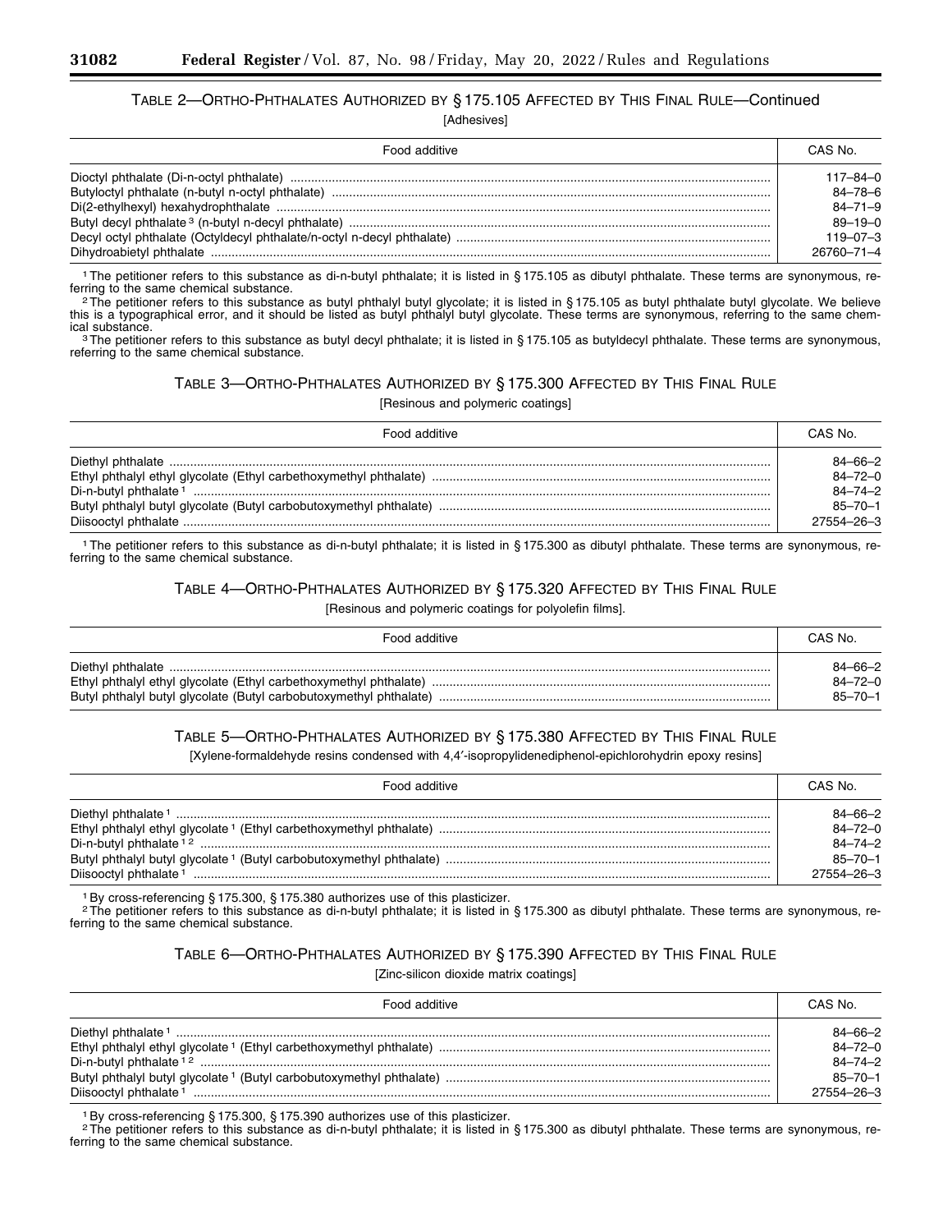### TABLE 2—ORTHO-PHTHALATES AUTHORIZED BY § 175.105 AFFECTED BY THIS FINAL RULE—Continued

[Adhesives]

| Food additive | CAS No. |
| --- | --- |
| Dioctyl phthalate (Di-n-octyl phthalate) | 117–84–0 |
| Butyloctyl phthalate (n-butyl n-octyl phthalate) | 84–78–6 |
| Di(2-ethylhexyl) hexahydrophthalate | 84–71–9 |
| Butyl decyl phthalate [3] (n-butyl n-decyl phthalate) | 89–19–0 |
| Decyl octyl phthalate (Octyldecyl phthalate/n-octyl n-decyl phthalate) | 119–07–3 |
| Dihydroabietyl phthalate | 26760–71–4 |

[1] The petitioner refers to this substance as di-n-butyl phthalate; it is listed in § 175.105 as dibutyl phthalate. These terms are synonymous, referring to the same chemical substance.

[2] The petitioner refers to this substance as butyl phthalyl butyl glycolate; it is listed in § 175.105 as butyl phthalate butyl glycolate. We believe this is a typographical error, and it should be listed as butyl phthalyl butyl glycolate. These terms are synonymous, referring to the same chemical substance.

[3] The petitioner refers to this substance as butyl decyl phthalate; it is listed in § 175.105 as butyldecyl phthalate. These terms are synonymous, referring to the same chemical substance.

### TABLE 3—ORTHO-PHTHALATES AUTHORIZED BY § 175.300 AFFECTED BY THIS FINAL RULE

[Resinous and polymeric coatings]

| Food additive | CAS No. |
| --- | --- |
| Diethyl phthalate | 84–66–2 |
| Ethyl phthalyl ethyl glycolate (Ethyl carbethoxymethyl phthalate) | 84–72–0 |
| Di-n-butyl phthalate [1] | 84–74–2 |
| Butyl phthalyl butyl glycolate (Butyl carbobutoxymethyl phthalate) | 85–70–1 |
| Diisooctyl phthalate | 27554–26–3 |

[1] The petitioner refers to this substance as di-n-butyl phthalate; it is listed in § 175.300 as dibutyl phthalate. These terms are synonymous, referring to the same chemical substance.

### TABLE 4—ORTHO-PHTHALATES AUTHORIZED BY § 175.320 AFFECTED BY THIS FINAL RULE

[Resinous and polymeric coatings for polyolefin films].

| Food additive | CAS No. |
| --- | --- |
| Diethyl phthalate | 84–66–2 |
| Ethyl phthalyl ethyl glycolate (Ethyl carbethoxymethyl phthalate) | 84–72–0 |
| Butyl phthalyl butyl glycolate (Butyl carbobutoxymethyl phthalate) | 85–70–1 |

### TABLE 5—ORTHO-PHTHALATES AUTHORIZED BY § 175.380 AFFECTED BY THIS FINAL RULE

[Xylene-formaldehyde resins condensed with 4,4′-isopropylidenediphenol-epichlorohydrin epoxy resins]

| Food additive | CAS No. |
| --- | --- |
| Diethyl phthalate [1] | 84–66–2 |
| Ethyl phthalyl ethyl glycolate [1] (Ethyl carbethoxymethyl phthalate) | 84–72–0 |
| Di-n-butyl phthalate [1,2] | 84–74–2 |
| Butyl phthalyl butyl glycolate [1] (Butyl carbobutoxymethyl phthalate) | 85–70–1 |
| Diisooctyl phthalate [1] | 27554–26–3 |

[1] By cross-referencing § 175.300, § 175.380 authorizes use of this plasticizer.

[2] The petitioner refers to this substance as di-n-butyl phthalate; it is listed in § 175.300 as dibutyl phthalate. These terms are synonymous, referring to the same chemical substance.

### TABLE 6—ORTHO-PHTHALATES AUTHORIZED BY § 175.390 AFFECTED BY THIS FINAL RULE

[Zinc-silicon dioxide matrix coatings]

| Food additive | CAS No. |
| --- | --- |
| Diethyl phthalate [1] | 84–66–2 |
| Ethyl phthalyl ethyl glycolate [1] (Ethyl carbethoxymethyl phthalate) | 84–72–0 |
| Di-n-butyl phthalate [1,2] | 84–74–2 |
| Butyl phthalyl butyl glycolate [1] (Butyl carbobutoxymethyl phthalate) | 85–70–1 |
| Diisooctyl phthalate [1] | 27554–26–3 |

[1] By cross-referencing § 175.300, § 175.390 authorizes use of this plasticizer.

[2] The petitioner refers to this substance as di-n-butyl phthalate; it is listed in § 175.300 as dibutyl phthalate. These terms are synonymous, referring to the same chemical substance.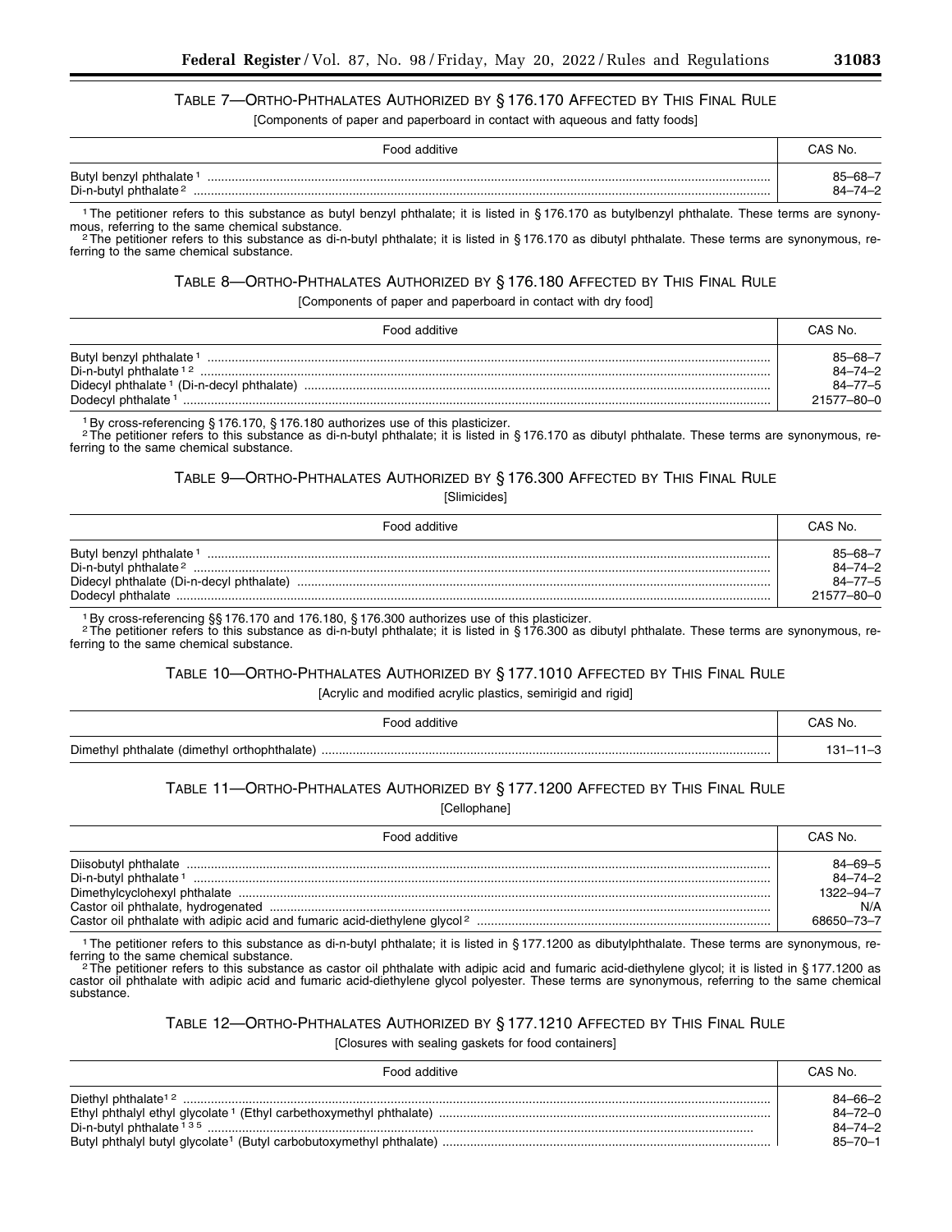TABLE 7—ORTHO-PHTHALATES AUTHORIZED BY § 176.170 AFFECTED BY THIS FINAL RULE

[Components of paper and paperboard in contact with aqueous and fatty foods]

| Food additive | CAS No. |
|---|---|
| Butyl benzyl phthalate [1] | 85–68–7 |
| Di-n-butyl phthalate [2] | 84–74–2 |

[1] The petitioner refers to this substance as butyl benzyl phthalate; it is listed in § 176.170 as butylbenzyl phthalate. These terms are synonymous, referring to the same chemical substance.

[2] The petitioner refers to this substance as di-n-butyl phthalate; it is listed in § 176.170 as dibutyl phthalate. These terms are synonymous, referring to the same chemical substance.

TABLE 8—ORTHO-PHTHALATES AUTHORIZED BY § 176.180 AFFECTED BY THIS FINAL RULE

[Components of paper and paperboard in contact with dry food]

| Food additive | CAS No. |
|---|---|
| Butyl benzyl phthalate [1] | 85–68–7 |
| Di-n-butyl phthalate [1 2] | 84–74–2 |
| Didecyl phthalate [1] (Di-n-decyl phthalate) | 84–77–5 |
| Dodecyl phthalate [1] | 21577–80–0 |

[1] By cross-referencing § 176.170, § 176.180 authorizes use of this plasticizer.

[2] The petitioner refers to this substance as di-n-butyl phthalate; it is listed in § 176.170 as dibutyl phthalate. These terms are synonymous, referring to the same chemical substance.

TABLE 9—ORTHO-PHTHALATES AUTHORIZED BY § 176.300 AFFECTED BY THIS FINAL RULE

[Slimicides]

| Food additive | CAS No. |
|---|---|
| Butyl benzyl phthalate [1] | 85–68–7 |
| Di-n-butyl phthalate [2] | 84–74–2 |
| Didecyl phthalate (Di-n-decyl phthalate) | 84–77–5 |
| Dodecyl phthalate | 21577–80–0 |

[1] By cross-referencing §§ 176.170 and 176.180, § 176.300 authorizes use of this plasticizer.

[2] The petitioner refers to this substance as di-n-butyl phthalate; it is listed in § 176.300 as dibutyl phthalate. These terms are synonymous, referring to the same chemical substance.

TABLE 10—ORTHO-PHTHALATES AUTHORIZED BY § 177.1010 AFFECTED BY THIS FINAL RULE

[Acrylic and modified acrylic plastics, semirigid and rigid]

| Food additive | CAS No. |
|---|---|
| Dimethyl phthalate (dimethyl orthophthalate) | 131–11–3 |

TABLE 11—ORTHO-PHTHALATES AUTHORIZED BY § 177.1200 AFFECTED BY THIS FINAL RULE

[Cellophane]

| Food additive | CAS No. |
|---|---|
| Diisobutyl phthalate | 84–69–5 |
| Di-n-butyl phthalate [1] | 84–74–2 |
| Dimethylcyclohexyl phthalate | 1322–94–7 |
| Castor oil phthalate, hydrogenated | N/A |
| Castor oil phthalate with adipic acid and fumaric acid-diethylene glycol [2] | 68650–73–7 |

[1] The petitioner refers to this substance as di-n-butyl phthalate; it is listed in § 177.1200 as dibutylphthalate. These terms are synonymous, referring to the same chemical substance.

[2] The petitioner refers to this substance as castor oil phthalate with adipic acid and fumaric acid-diethylene glycol; it is listed in § 177.1200 as castor oil phthalate with adipic acid and fumaric acid-diethylene glycol polyester. These terms are synonymous, referring to the same chemical substance.

TABLE 12—ORTHO-PHTHALATES AUTHORIZED BY § 177.1210 AFFECTED BY THIS FINAL RULE

[Closures with sealing gaskets for food containers]

| Food additive | CAS No. |
|---|---|
| Diethyl phthalate [1 2] | 84–66–2 |
| Ethyl phthalyl ethyl glycolate [1] (Ethyl carbethoxymethyl phthalate) | 84–72–0 |
| Di-n-butyl phthalate [1 3 5] | 84–74–2 |
| Butyl phthalyl butyl glycolate [1] (Butyl carbobutoxymethyl phthalate) | 85–70–1 |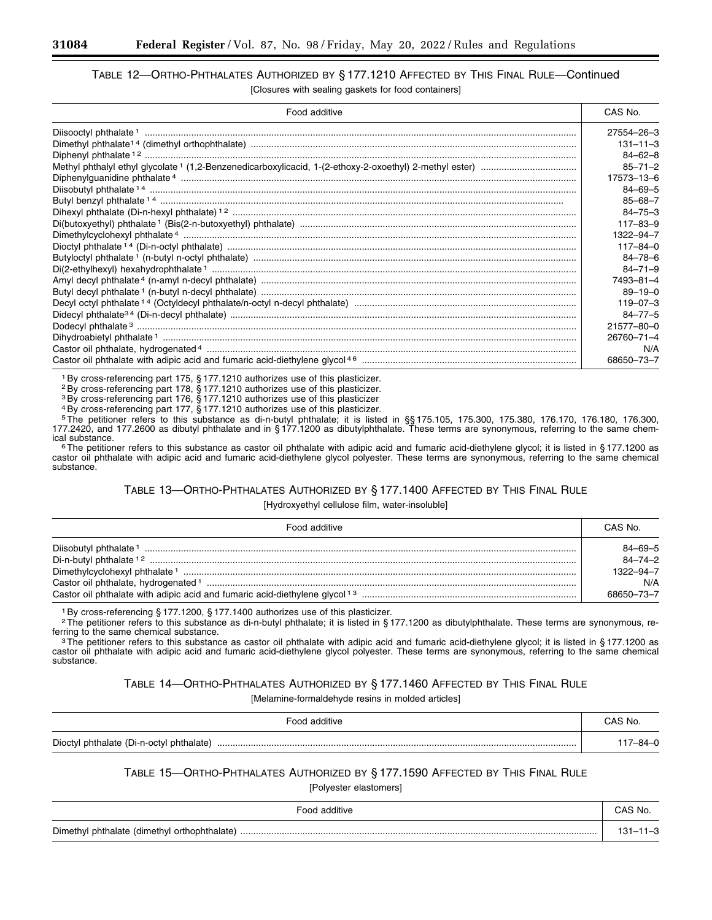TABLE 12—ORTHO-PHTHALATES AUTHORIZED BY § 177.1210 AFFECTED BY THIS FINAL RULE—Continued

[Closures with sealing gaskets for food containers]

| Food additive | CAS No. |
| --- | --- |
| Diisooctyl phthalate [1] | 27554–26–3 |
| Dimethyl phthalate [1 4] (dimethyl orthophthalate) | 131–11–3 |
| Diphenyl phthalate [1 2] | 84–62–8 |
| Methyl phthalyl ethyl glycolate [1] (1,2-Benzenedicarboxylicacid, 1-(2-ethoxy-2-oxoethyl) 2-methyl ester) | 85–71–2 |
| Diphenylguanidine phthalate [4] | 17573–13–6 |
| Diisobutyl phthalate [1 4] | 84–69–5 |
| Butyl benzyl phthalate [1 4] | 85–68–7 |
| Dihexyl phthalate (Di-n-hexyl phthalate) [1 2] | 84–75–3 |
| Di(butoxyethyl) phthalate [1] (Bis(2-n-butoxyethyl) phthalate) | 117–83–9 |
| Dimethylcyclohexyl phthalate [4] | 1322–94–7 |
| Dioctyl phthalate [1 4] (Di-n-octyl phthalate) | 117–84–0 |
| Butyloctyl phthalate [1] (n-butyl n-octyl phthalate) | 84–78–6 |
| Di(2-ethylhexyl) hexahydrophthalate [1] | 84–71–9 |
| Amyl decyl phthalate [4] (n-amyl n-decyl phthalate) | 7493–81–4 |
| Butyl decyl phthalate [1] (n-butyl n-decyl phthalate) | 89–19–0 |
| Decyl octyl phthalate [1 4] (Octyldecyl phthalate/n-octyl n-decyl phthalate) | 119–07–3 |
| Didecyl phthalate [3 4] (Di-n-decyl phthalate) | 84–77–5 |
| Dodecyl phthalate [3] | 21577–80–0 |
| Dihydroabietyl phthalate [1] | 26760–71–4 |
| Castor oil phthalate, hydrogenated [4] | N/A |
| Castor oil phthalate with adipic acid and fumaric acid-diethylene glycol [4 6] | 68650–73–7 |

[1] By cross-referencing part 175, § 177.1210 authorizes use of this plasticizer.

[2] By cross-referencing part 178, § 177.1210 authorizes use of this plasticizer.

[3] By cross-referencing part 176, § 177.1210 authorizes use of this plasticizer

[4] By cross-referencing part 177, § 177.1210 authorizes use of this plasticizer.

[5] The petitioner refers to this substance as di-n-butyl phthalate; it is listed in §§ 175.105, 175.300, 175.380, 176.170, 176.180, 176.300, 177.2420, and 177.2600 as dibutyl phthalate and in § 177.1200 as dibutylphthalate. These terms are synonymous, referring to the same chemical substance.

[6] The petitioner refers to this substance as castor oil phthalate with adipic acid and fumaric acid-diethylene glycol; it is listed in § 177.1200 as castor oil phthalate with adipic acid and fumaric acid-diethylene glycol polyester. These terms are synonymous, referring to the same chemical substance.

TABLE 13—ORTHO-PHTHALATES AUTHORIZED BY § 177.1400 AFFECTED BY THIS FINAL RULE

[Hydroxyethyl cellulose film, water-insoluble]

| Food additive | CAS No. |
| --- | --- |
| Diisobutyl phthalate [1] | 84–69–5 |
| Di-n-butyl phthalate [1 2] | 84–74–2 |
| Dimethylcyclohexyl phthalate [1] | 1322–94–7 |
| Castor oil phthalate, hydrogenated [1] | N/A |
| Castor oil phthalate with adipic acid and fumaric acid-diethylene glycol [1 3] | 68650–73–7 |

[1] By cross-referencing § 177.1200, § 177.1400 authorizes use of this plasticizer.

[2] The petitioner refers to this substance as di-n-butyl phthalate; it is listed in § 177.1200 as dibutylphthalate. These terms are synonymous, referring to the same chemical substance.

[3] The petitioner refers to this substance as castor oil phthalate with adipic acid and fumaric acid-diethylene glycol; it is listed in § 177.1200 as castor oil phthalate with adipic acid and fumaric acid-diethylene glycol polyester. These terms are synonymous, referring to the same chemical substance.

TABLE 14—ORTHO-PHTHALATES AUTHORIZED BY § 177.1460 AFFECTED BY THIS FINAL RULE

[Melamine-formaldehyde resins in molded articles]

| Food additive | CAS No. |
| --- | --- |
| Dioctyl phthalate (Di-n-octyl phthalate) | 117–84–0 |

TABLE 15—ORTHO-PHTHALATES AUTHORIZED BY § 177.1590 AFFECTED BY THIS FINAL RULE

[Polyester elastomers]

| Food additive | CAS No. |
| --- | --- |
| Dimethyl phthalate (dimethyl orthophthalate) | 131–11–3 |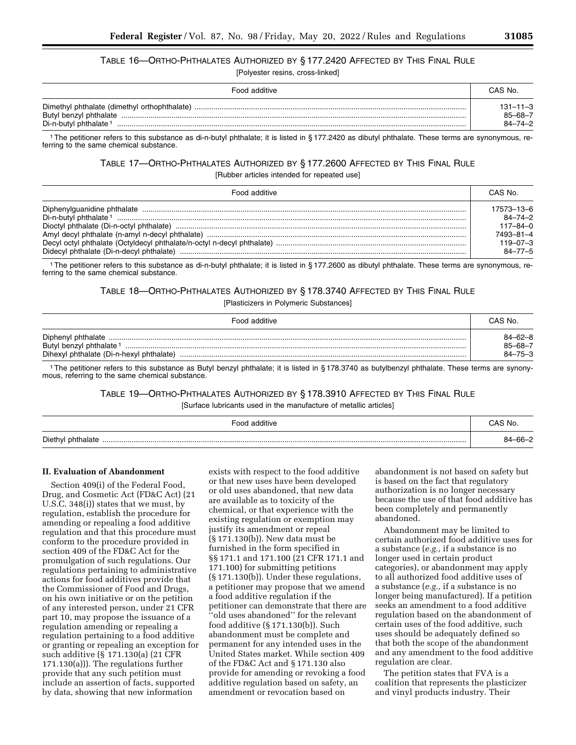TABLE 16—ORTHO-PHTHALATES AUTHORIZED BY § 177.2420 AFFECTED BY THIS FINAL RULE

[Polyester resins, cross-linked]

| Food additive | CAS No. |
| --- | --- |
| Dimethyl phthalate (dimethyl orthophthalate) | 131–11–3 |
| Butyl benzyl phthalate | 85–68–7 |
| Di-n-butyl phthalate [1] | 84–74–2 |

[1] The petitioner refers to this substance as di-n-butyl phthalate; it is listed in § 177.2420 as dibutyl phthalate. These terms are synonymous, referring to the same chemical substance.

TABLE 17—ORTHO-PHTHALATES AUTHORIZED BY § 177.2600 AFFECTED BY THIS FINAL RULE

[Rubber articles intended for repeated use]

| Food additive | CAS No. |
| --- | --- |
| Diphenylguanidine phthalate | 17573–13–6 |
| Di-n-butyl phthalate [1] | 84–74–2 |
| Dioctyl phthalate (Di-n-octyl phthalate) | 117–84–0 |
| Amyl decyl phthalate (n-amyl n-decyl phthalate) | 7493–81–4 |
| Decyl octyl phthalate (Octyldecyl phthalate/n-octyl n-decyl phthalate) | 119–07–3 |
| Didecyl phthalate (Di-n-decyl phthalate) | 84–77–5 |

[1] The petitioner refers to this substance as di-n-butyl phthalate; it is listed in § 177.2600 as dibutyl phthalate. These terms are synonymous, referring to the same chemical substance.

TABLE 18—ORTHO-PHTHALATES AUTHORIZED BY § 178.3740 AFFECTED BY THIS FINAL RULE

[Plasticizers in Polymeric Substances]

| Food additive | CAS No. |
| --- | --- |
| Diphenyl phthalate | 84–62–8 |
| Butyl benzyl phthalate [1] | 85–68–7 |
| Dihexyl phthalate (Di-n-hexyl phthalate) | 84–75–3 |

[1] The petitioner refers to this substance as Butyl benzyl phthalate; it is listed in § 178.3740 as butylbenzyl phthalate. These terms are synonymous, referring to the same chemical substance.

TABLE 19—ORTHO-PHTHALATES AUTHORIZED BY § 178.3910 AFFECTED BY THIS FINAL RULE

[Surface lubricants used in the manufacture of metallic articles]

| Food additive | CAS No. |
| --- | --- |
| Diethyl phthalate | 84–66–2 |

## II. Evaluation of Abandonment

Section 409(i) of the Federal Food, Drug, and Cosmetic Act (FD&C Act) (21 U.S.C. 348(i)) states that we must, by regulation, establish the procedure for amending or repealing a food additive regulation and that this procedure must conform to the procedure provided in section 409 of the FD&C Act for the promulgation of such regulations. Our regulations pertaining to administrative actions for food additives provide that the Commissioner of Food and Drugs, on his own initiative or on the petition of any interested person, under 21 CFR part 10, may propose the issuance of a regulation amending or repealing a regulation pertaining to a food additive or granting or repealing an exception for such additive (§ 171.130(a) (21 CFR 171.130(a))). The regulations further provide that any such petition must include an assertion of facts, supported by data, showing that new information exists with respect to the food additive or that new uses have been developed or old uses abandoned, that new data are available as to toxicity of the chemical, or that experience with the existing regulation or exemption may justify its amendment or repeal (§ 171.130(b)). New data must be furnished in the form specified in §§ 171.1 and 171.100 (21 CFR 171.1 and 171.100) for submitting petitions (§ 171.130(b)). Under these regulations, a petitioner may propose that we amend a food additive regulation if the petitioner can demonstrate that there are "old uses abandoned" for the relevant food additive (§ 171.130(b)). Such abandonment must be complete and permanent for any intended uses in the United States market. While section 409 of the FD&C Act and § 171.130 also provide for amending or revoking a food additive regulation based on safety, an amendment or revocation based on abandonment is not based on safety but is based on the fact that regulatory authorization is no longer necessary because the use of that food additive has been completely and permanently abandoned.

Abandonment may be limited to certain authorized food additive uses for a substance (*e.g.,* if a substance is no longer used in certain product categories), or abandonment may apply to all authorized food additive uses of a substance (*e.g.,* if a substance is no longer being manufactured). If a petition seeks an amendment to a food additive regulation based on the abandonment of certain uses of the food additive, such uses should be adequately defined so that both the scope of the abandonment and any amendment to the food additive regulation are clear.

The petition states that FVA is a coalition that represents the plasticizer and vinyl products industry. Their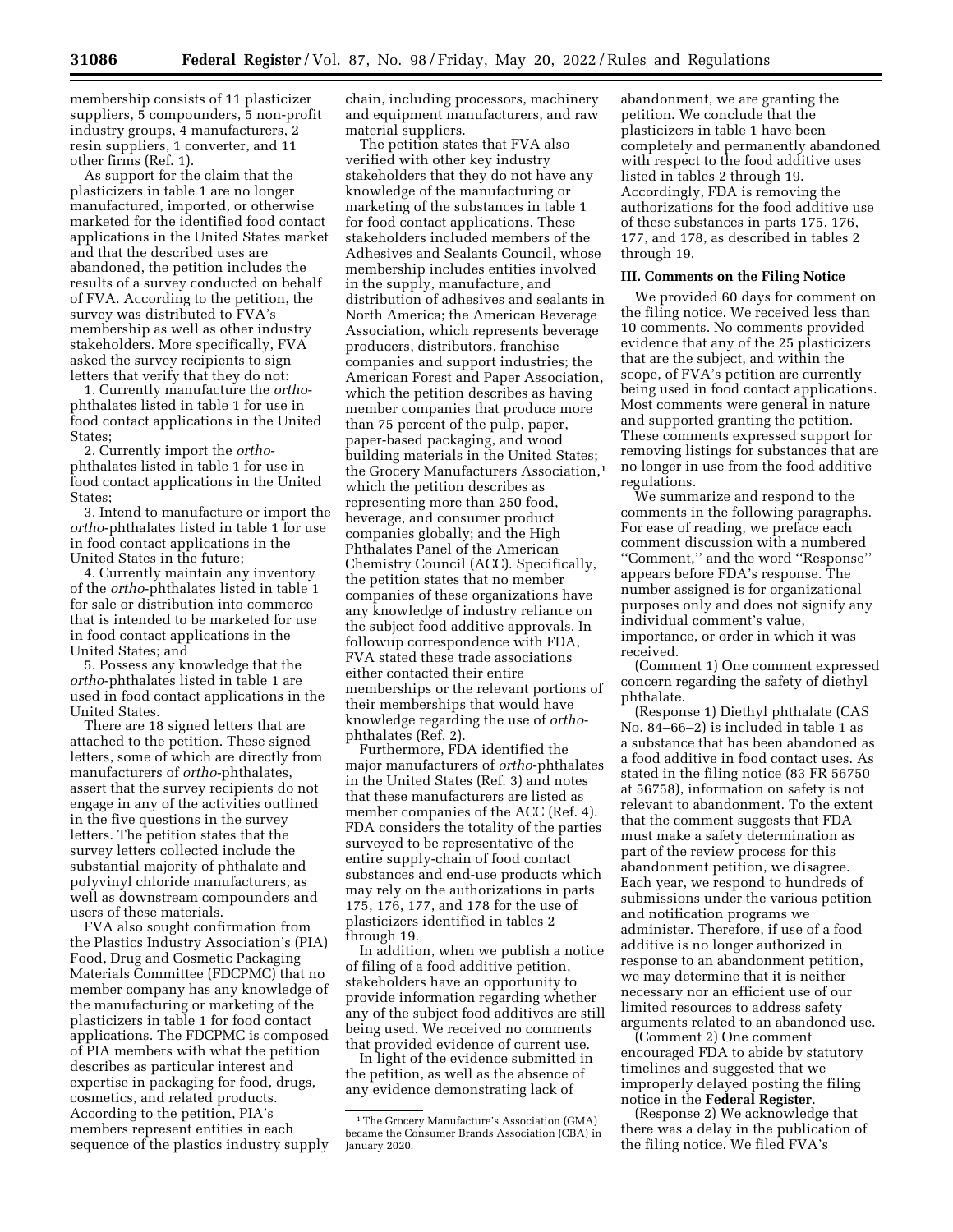membership consists of 11 plasticizer suppliers, 5 compounders, 5 non-profit industry groups, 4 manufacturers, 2 resin suppliers, 1 converter, and 11 other firms (Ref. 1).

As support for the claim that the plasticizers in table 1 are no longer manufactured, imported, or otherwise marketed for the identified food contact applications in the United States market and that the described uses are abandoned, the petition includes the results of a survey conducted on behalf of FVA. According to the petition, the survey was distributed to FVA's membership as well as other industry stakeholders. More specifically, FVA asked the survey recipients to sign letters that verify that they do not:

1. Currently manufacture the *ortho*-phthalates listed in table 1 for use in food contact applications in the United States;
2. Currently import the *ortho*-phthalates listed in table 1 for use in food contact applications in the United States;
3. Intend to manufacture or import the *ortho*-phthalates listed in table 1 for use in food contact applications in the United States in the future;
4. Currently maintain any inventory of the *ortho*-phthalates listed in table 1 for sale or distribution into commerce that is intended to be marketed for use in food contact applications in the United States; and
5. Possess any knowledge that the *ortho*-phthalates listed in table 1 are used in food contact applications in the United States.

There are 18 signed letters that are attached to the petition. These signed letters, some of which are directly from manufacturers of *ortho*-phthalates, assert that the survey recipients do not engage in any of the activities outlined in the five questions in the survey letters. The petition states that the survey letters collected include the substantial majority of phthalate and polyvinyl chloride manufacturers, as well as downstream compounders and users of these materials.

FVA also sought confirmation from the Plastics Industry Association's (PIA) Food, Drug and Cosmetic Packaging Materials Committee (FDCPMC) that no member company has any knowledge of the manufacturing or marketing of the plasticizers in table 1 for food contact applications. The FDCPMC is composed of PIA members with what the petition describes as particular interest and expertise in packaging for food, drugs, cosmetics, and related products. According to the petition, PIA's members represent entities in each sequence of the plastics industry supply chain, including processors, machinery and equipment manufacturers, and raw material suppliers.

The petition states that FVA also verified with other key industry stakeholders that they do not have any knowledge of the manufacturing or marketing of the substances in table 1 for food contact applications. These stakeholders included members of the Adhesives and Sealants Council, whose membership includes entities involved in the supply, manufacture, and distribution of adhesives and sealants in North America; the American Beverage Association, which represents beverage producers, distributors, franchise companies and support industries; the American Forest and Paper Association, which the petition describes as having member companies that produce more than 75 percent of the pulp, paper, paper-based packaging, and wood building materials in the United States; the Grocery Manufacturers Association,[1] which the petition describes as representing more than 250 food, beverage, and consumer product companies globally; and the High Phthalates Panel of the American Chemistry Council (ACC). Specifically, the petition states that no member companies of these organizations have any knowledge of industry reliance on the subject food additive approvals. In followup correspondence with FDA, FVA stated these trade associations either contacted their entire memberships or the relevant portions of their memberships that would have knowledge regarding the use of *ortho*-phthalates (Ref. 2).

Furthermore, FDA identified the major manufacturers of *ortho*-phthalates in the United States (Ref. 3) and notes that these manufacturers are listed as member companies of the ACC (Ref. 4). FDA considers the totality of the parties surveyed to be representative of the entire supply-chain of food contact substances and end-use products which may rely on the authorizations in parts 175, 176, 177, and 178 for the use of plasticizers identified in tables 2 through 19.

In addition, when we publish a notice of filing of a food additive petition, stakeholders have an opportunity to provide information regarding whether any of the subject food additives are still being used. We received no comments that provided evidence of current use.

In light of the evidence submitted in the petition, as well as the absence of any evidence demonstrating lack of abandonment, we are granting the petition. We conclude that the plasticizers in table 1 have been completely and permanently abandoned with respect to the food additive uses listed in tables 2 through 19. Accordingly, FDA is removing the authorizations for the food additive use of these substances in parts 175, 176, 177, and 178, as described in tables 2 through 19.

## III. Comments on the Filing Notice

We provided 60 days for comment on the filing notice. We received less than 10 comments. No comments provided evidence that any of the 25 plasticizers that are the subject, and within the scope, of FVA's petition are currently being used in food contact applications. Most comments were general in nature and supported granting the petition. These comments expressed support for removing listings for substances that are no longer in use from the food additive regulations.

We summarize and respond to the comments in the following paragraphs. For ease of reading, we preface each comment discussion with a numbered "Comment," and the word "Response" appears before FDA's response. The number assigned is for organizational purposes only and does not signify any individual comment's value, importance, or order in which it was received.

(Comment 1) One comment expressed concern regarding the safety of diethyl phthalate.

(Response 1) Diethyl phthalate (CAS No. 84–66–2) is included in table 1 as a substance that has been abandoned as a food additive in food contact uses. As stated in the filing notice (83 FR 56750 at 56758), information on safety is not relevant to abandonment. To the extent that the comment suggests that FDA must make a safety determination as part of the review process for this abandonment petition, we disagree. Each year, we respond to hundreds of submissions under the various petition and notification programs we administer. Therefore, if use of a food additive is no longer authorized in response to an abandonment petition, we may determine that it is neither necessary nor an efficient use of our limited resources to address safety arguments related to an abandoned use.

(Comment 2) One comment encouraged FDA to abide by statutory timelines and suggested that we improperly delayed posting the filing notice in the **Federal Register**.

(Response 2) We acknowledge that there was a delay in the publication of the filing notice. We filed FVA's

[1] The Grocery Manufacture's Association (GMA) became the Consumer Brands Association (CBA) in January 2020.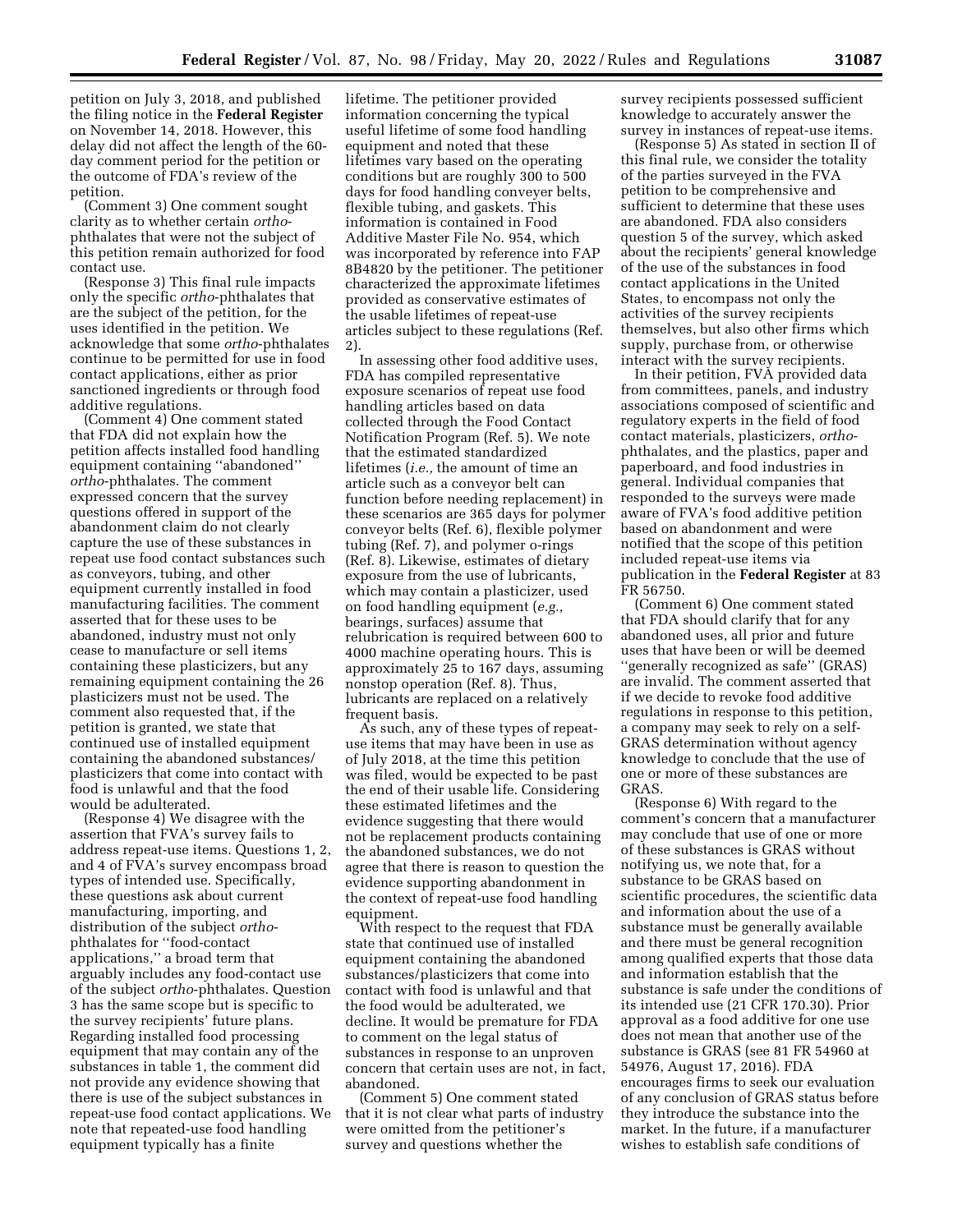petition on July 3, 2018, and published the filing notice in the **Federal Register** on November 14, 2018. However, this delay did not affect the length of the 60-day comment period for the petition or the outcome of FDA's review of the petition.

(Comment 3) One comment sought clarity as to whether certain *ortho*-phthalates that were not the subject of this petition remain authorized for food contact use.

(Response 3) This final rule impacts only the specific *ortho*-phthalates that are the subject of the petition, for the uses identified in the petition. We acknowledge that some *ortho*-phthalates continue to be permitted for use in food contact applications, either as prior sanctioned ingredients or through food additive regulations.

(Comment 4) One comment stated that FDA did not explain how the petition affects installed food handling equipment containing ''abandoned'' *ortho*-phthalates. The comment expressed concern that the survey questions offered in support of the abandonment claim do not clearly capture the use of these substances in repeat use food contact substances such as conveyors, tubing, and other equipment currently installed in food manufacturing facilities. The comment asserted that for these uses to be abandoned, industry must not only cease to manufacture or sell items containing these plasticizers, but any remaining equipment containing the 26 plasticizers must not be used. The comment also requested that, if the petition is granted, we state that continued use of installed equipment containing the abandoned substances/plasticizers that come into contact with food is unlawful and that the food would be adulterated.

(Response 4) We disagree with the assertion that FVA's survey fails to address repeat-use items. Questions 1, 2, and 4 of FVA's survey encompass broad types of intended use. Specifically, these questions ask about current manufacturing, importing, and distribution of the subject *ortho*-phthalates for ''food-contact applications,'' a broad term that arguably includes any food-contact use of the subject *ortho*-phthalates. Question 3 has the same scope but is specific to the survey recipients' future plans. Regarding installed food processing equipment that may contain any of the substances in table 1, the comment did not provide any evidence showing that there is use of the subject substances in repeat-use food contact applications. We note that repeated-use food handling equipment typically has a finite lifetime. The petitioner provided information concerning the typical useful lifetime of some food handling equipment and noted that these lifetimes vary based on the operating conditions but are roughly 300 to 500 days for food handling conveyer belts, flexible tubing, and gaskets. This information is contained in Food Additive Master File No. 954, which was incorporated by reference into FAP 8B4820 by the petitioner. The petitioner characterized the approximate lifetimes provided as conservative estimates of the usable lifetimes of repeat-use articles subject to these regulations (Ref. 2).

In assessing other food additive uses, FDA has compiled representative exposure scenarios of repeat use food handling articles based on data collected through the Food Contact Notification Program (Ref. 5). We note that the estimated standardized lifetimes (*i.e.,* the amount of time an article such as a conveyor belt can function before needing replacement) in these scenarios are 365 days for polymer conveyor belts (Ref. 6), flexible polymer tubing (Ref. 7), and polymer o-rings (Ref. 8). Likewise, estimates of dietary exposure from the use of lubricants, which may contain a plasticizer, used on food handling equipment (*e.g.,* bearings, surfaces) assume that relubrication is required between 600 to 4000 machine operating hours. This is approximately 25 to 167 days, assuming nonstop operation (Ref. 8). Thus, lubricants are replaced on a relatively frequent basis.

As such, any of these types of repeat-use items that may have been in use as of July 2018, at the time this petition was filed, would be expected to be past the end of their usable life. Considering these estimated lifetimes and the evidence suggesting that there would not be replacement products containing the abandoned substances, we do not agree that there is reason to question the evidence supporting abandonment in the context of repeat-use food handling equipment.

With respect to the request that FDA state that continued use of installed equipment containing the abandoned substances/plasticizers that come into contact with food is unlawful and that the food would be adulterated, we decline. It would be premature for FDA to comment on the legal status of substances in response to an unproven concern that certain uses are not, in fact, abandoned.

(Comment 5) One comment stated that it is not clear what parts of industry were omitted from the petitioner's survey and questions whether the survey recipients possessed sufficient knowledge to accurately answer the survey in instances of repeat-use items.

(Response 5) As stated in section II of this final rule, we consider the totality of the parties surveyed in the FVA petition to be comprehensive and sufficient to determine that these uses are abandoned. FDA also considers question 5 of the survey, which asked about the recipients' general knowledge of the use of the substances in food contact applications in the United States, to encompass not only the activities of the survey recipients themselves, but also other firms which supply, purchase from, or otherwise interact with the survey recipients.

In their petition, FVA provided data from committees, panels, and industry associations composed of scientific and regulatory experts in the field of food contact materials, plasticizers, *ortho*-phthalates, and the plastics, paper and paperboard, and food industries in general. Individual companies that responded to the surveys were made aware of FVA's food additive petition based on abandonment and were notified that the scope of this petition included repeat-use items via publication in the **Federal Register** at 83 FR 56750.

(Comment 6) One comment stated that FDA should clarify that for any abandoned uses, all prior and future uses that have been or will be deemed ''generally recognized as safe'' (GRAS) are invalid. The comment asserted that if we decide to revoke food additive regulations in response to this petition, a company may seek to rely on a self-GRAS determination without agency knowledge to conclude that the use of one or more of these substances are GRAS.

(Response 6) With regard to the comment's concern that a manufacturer may conclude that use of one or more of these substances is GRAS without notifying us, we note that, for a substance to be GRAS based on scientific procedures, the scientific data and information about the use of a substance must be generally available and there must be general recognition among qualified experts that those data and information establish that the substance is safe under the conditions of its intended use (21 CFR 170.30). Prior approval as a food additive for one use does not mean that another use of the substance is GRAS (see 81 FR 54960 at 54976, August 17, 2016). FDA encourages firms to seek our evaluation of any conclusion of GRAS status before they introduce the substance into the market. In the future, if a manufacturer wishes to establish safe conditions of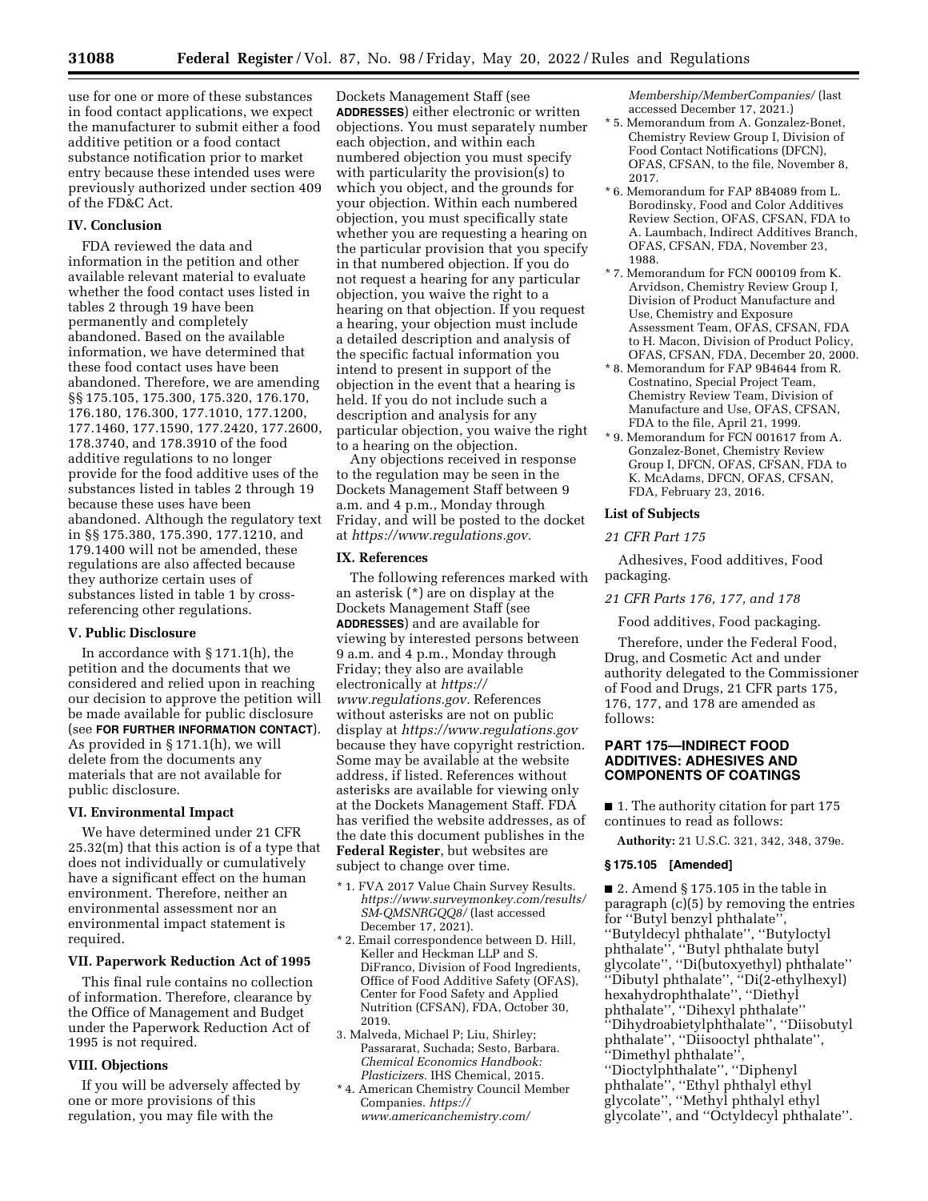use for one or more of these substances in food contact applications, we expect the manufacturer to submit either a food additive petition or a food contact substance notification prior to market entry because these intended uses were previously authorized under section 409 of the FD&C Act.

## IV. Conclusion

FDA reviewed the data and information in the petition and other available relevant material to evaluate whether the food contact uses listed in tables 2 through 19 have been permanently and completely abandoned. Based on the available information, we have determined that these food contact uses have been abandoned. Therefore, we are amending §§ 175.105, 175.300, 175.320, 176.170, 176.180, 176.300, 177.1010, 177.1200, 177.1460, 177.1590, 177.2420, 177.2600, 178.3740, and 178.3910 of the food additive regulations to no longer provide for the food additive uses of the substances listed in tables 2 through 19 because these uses have been abandoned. Although the regulatory text in §§ 175.380, 175.390, 177.1210, and 179.1400 will not be amended, these regulations are also affected because they authorize certain uses of substances listed in table 1 by cross-referencing other regulations.

## V. Public Disclosure

In accordance with § 171.1(h), the petition and the documents that we considered and relied upon in reaching our decision to approve the petition will be made available for public disclosure (see **FOR FURTHER INFORMATION CONTACT**). As provided in § 171.1(h), we will delete from the documents any materials that are not available for public disclosure.

## VI. Environmental Impact

We have determined under 21 CFR 25.32(m) that this action is of a type that does not individually or cumulatively have a significant effect on the human environment. Therefore, neither an environmental assessment nor an environmental impact statement is required.

## VII. Paperwork Reduction Act of 1995

This final rule contains no collection of information. Therefore, clearance by the Office of Management and Budget under the Paperwork Reduction Act of 1995 is not required.

## VIII. Objections

If you will be adversely affected by one or more provisions of this regulation, you may file with the Dockets Management Staff (see **ADDRESSES**) either electronic or written objections. You must separately number each objection, and within each numbered objection you must specify with particularity the provision(s) to which you object, and the grounds for your objection. Within each numbered objection, you must specifically state whether you are requesting a hearing on the particular provision that you specify in that numbered objection. If you do not request a hearing for any particular objection, you waive the right to a hearing on that objection. If you request a hearing, your objection must include a detailed description and analysis of the specific factual information you intend to present in support of the objection in the event that a hearing is held. If you do not include such a description and analysis for any particular objection, you waive the right to a hearing on the objection.

Any objections received in response to the regulation may be seen in the Dockets Management Staff between 9 a.m. and 4 p.m., Monday through Friday, and will be posted to the docket at *https://www.regulations.gov*.

## IX. References

The following references marked with an asterisk (*) are on display at the Dockets Management Staff (see **ADDRESSES**) and are available for viewing by interested persons between 9 a.m. and 4 p.m., Monday through Friday; they also are available electronically at *https://www.regulations.gov*. References without asterisks are not on public display at *https://www.regulations.gov* because they have copyright restriction. Some may be available at the website address, if listed. References without asterisks are available for viewing only at the Dockets Management Staff. FDA has verified the website addresses, as of the date this document publishes in the **Federal Register**, but websites are subject to change over time.

*1. FVA 2017 Value Chain Survey Results. *https://www.surveymonkey.com/results/SM-QMSNRGQQ8/* (last accessed December 17, 2021).

*2. Email correspondence between D. Hill, Keller and Heckman LLP and S. DiFranco, Division of Food Ingredients, Office of Food Additive Safety (OFAS), Center for Food Safety and Applied Nutrition (CFSAN), FDA, October 30, 2019.

3. Malveda, Michael P; Liu, Shirley; Passararat, Suchada; Sesto, Barbara. *Chemical Economics Handbook: Plasticizers.* IHS Chemical, 2015.

*4. American Chemistry Council Member Companies. *https://www.americanchemistry.com/Membership/MemberCompanies/* (last accessed December 17, 2021.)

*5. Memorandum from A. Gonzalez-Bonet, Chemistry Review Group I, Division of Food Contact Notifications (DFCN), OFAS, CFSAN, to the file, November 8, 2017.

*6. Memorandum for FAP 8B4089 from L. Borodinsky, Food and Color Additives Review Section, OFAS, CFSAN, FDA to A. Laumbach, Indirect Additives Branch, OFAS, CFSAN, FDA, November 23, 1988.

*7. Memorandum for FCN 000109 from K. Arvidson, Chemistry Review Group I, Division of Product Manufacture and Use, Chemistry and Exposure Assessment Team, OFAS, CFSAN, FDA to H. Macon, Division of Product Policy, OFAS, CFSAN, FDA, December 20, 2000.

*8. Memorandum for FAP 9B4644 from R. Costnatino, Special Project Team, Chemistry Review Team, Division of Manufacture and Use, OFAS, CFSAN, FDA to the file, April 21, 1999.

*9. Memorandum for FCN 001617 from A. Gonzalez-Bonet, Chemistry Review Group I, DFCN, OFAS, CFSAN, FDA to K. McAdams, DFCN, OFAS, CFSAN, FDA, February 23, 2016.

## List of Subjects

*21 CFR Part 175*

Adhesives, Food additives, Food packaging.

*21 CFR Parts 176, 177, and 178*

Food additives, Food packaging.

Therefore, under the Federal Food, Drug, and Cosmetic Act and under authority delegated to the Commissioner of Food and Drugs, 21 CFR parts 175, 176, 177, and 178 are amended as follows:

## PART 175—INDIRECT FOOD ADDITIVES: ADHESIVES AND COMPONENTS OF COATINGS

■ 1. The authority citation for part 175 continues to read as follows:

**Authority:** 21 U.S.C. 321, 342, 348, 379e.

### § 175.105 [Amended]

■ 2. Amend § 175.105 in the table in paragraph (c)(5) by removing the entries for ''Butyl benzyl phthalate'', ''Butyldecyl phthalate'', ''Butyloctyl phthalate'', ''Butyl phthalate butyl glycolate'', ''Di(butoxyethyl) phthalate'' ''Dibutyl phthalate'', ''Di(2-ethylhexyl) hexahydrophthalate'', ''Diethyl phthalate'', ''Dihexyl phthalate'' ''Dihydroabietylphthalate'', ''Diisobutyl phthalate'', ''Diisooctyl phthalate'', ''Dimethyl phthalate'', ''Dioctylphthalate'', ''Diphenyl phthalate'', ''Ethyl phthalyl ethyl glycolate'', ''Methyl phthalyl ethyl glycolate'', and ''Octyldecyl phthalate''.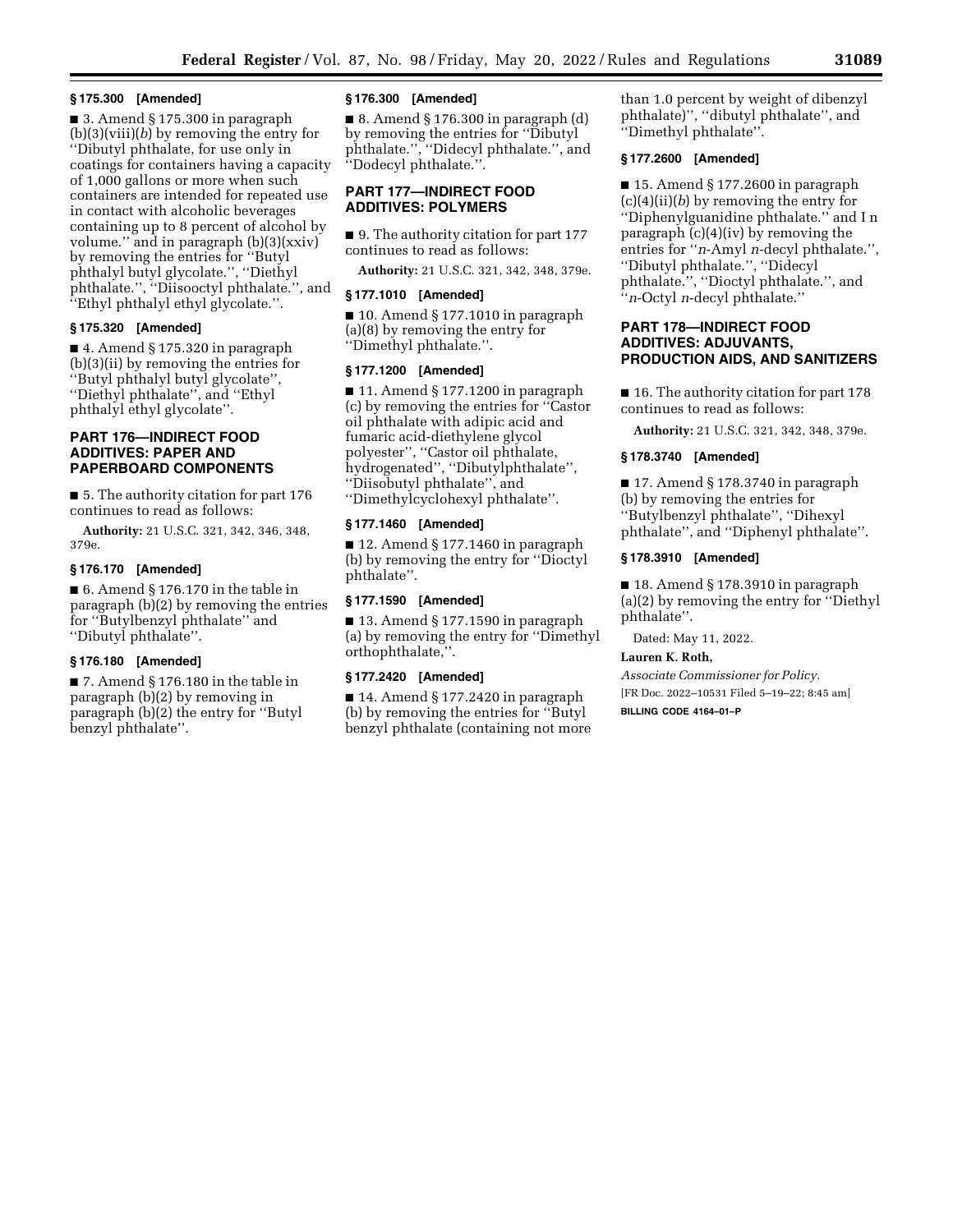### § 175.300 [Amended]

■ 3. Amend § 175.300 in paragraph (b)(3)(viii)(*b*) by removing the entry for ''Dibutyl phthalate, for use only in coatings for containers having a capacity of 1,000 gallons or more when such containers are intended for repeated use in contact with alcoholic beverages containing up to 8 percent of alcohol by volume.'' and in paragraph (b)(3)(xxiv) by removing the entries for ''Butyl phthalyl butyl glycolate.'', ''Diethyl phthalate.'', ''Diisooctyl phthalate.'', and ''Ethyl phthalyl ethyl glycolate.''.

### § 175.320 [Amended]

■ 4. Amend § 175.320 in paragraph (b)(3)(ii) by removing the entries for ''Butyl phthalyl butyl glycolate'', ''Diethyl phthalate'', and ''Ethyl phthalyl ethyl glycolate''.

## PART 176—INDIRECT FOOD ADDITIVES: PAPER AND PAPERBOARD COMPONENTS

■ 5. The authority citation for part 176 continues to read as follows:

**Authority:** 21 U.S.C. 321, 342, 346, 348, 379e.

### § 176.170 [Amended]

■ 6. Amend § 176.170 in the table in paragraph (b)(2) by removing the entries for ''Butylbenzyl phthalate'' and ''Dibutyl phthalate''.

### § 176.180 [Amended]

■ 7. Amend § 176.180 in the table in paragraph (b)(2) by removing in paragraph (b)(2) the entry for ''Butyl benzyl phthalate''.

### § 176.300 [Amended]

■ 8. Amend § 176.300 in paragraph (d) by removing the entries for ''Dibutyl phthalate.'', ''Didecyl phthalate.'', and ''Dodecyl phthalate.''.

## PART 177—INDIRECT FOOD ADDITIVES: POLYMERS

■ 9. The authority citation for part 177 continues to read as follows:

**Authority:** 21 U.S.C. 321, 342, 348, 379e.

### § 177.1010 [Amended]

■ 10. Amend § 177.1010 in paragraph (a)(8) by removing the entry for ''Dimethyl phthalate.''.

### § 177.1200 [Amended]

■ 11. Amend § 177.1200 in paragraph (c) by removing the entries for ''Castor oil phthalate with adipic acid and fumaric acid-diethylene glycol polyester'', ''Castor oil phthalate, hydrogenated'', ''Dibutylphthalate'', ''Diisobutyl phthalate'', and ''Dimethylcyclohexyl phthalate''.

### § 177.1460 [Amended]

■ 12. Amend § 177.1460 in paragraph (b) by removing the entry for ''Dioctyl phthalate''.

### § 177.1590 [Amended]

■ 13. Amend § 177.1590 in paragraph (a) by removing the entry for ''Dimethyl orthophthalate,''.

### § 177.2420 [Amended]

■ 14. Amend § 177.2420 in paragraph (b) by removing the entries for ''Butyl benzyl phthalate (containing not more than 1.0 percent by weight of dibenzyl phthalate)'', ''dibutyl phthalate'', and ''Dimethyl phthalate''.

### § 177.2600 [Amended]

■ 15. Amend § 177.2600 in paragraph (c)(4)(ii)(*b*) by removing the entry for ''Diphenylguanidine phthalate.'' and I n paragraph (c)(4)(iv) by removing the entries for ''*n*-Amyl *n*-decyl phthalate.'', ''Dibutyl phthalate.'', ''Didecyl phthalate.'', ''Dioctyl phthalate.'', and ''*n*-Octyl *n*-decyl phthalate.''

## PART 178—INDIRECT FOOD ADDITIVES: ADJUVANTS, PRODUCTION AIDS, AND SANITIZERS

■ 16. The authority citation for part 178 continues to read as follows:

**Authority:** 21 U.S.C. 321, 342, 348, 379e.

### § 178.3740 [Amended]

■ 17. Amend § 178.3740 in paragraph (b) by removing the entries for ''Butylbenzyl phthalate'', ''Dihexyl phthalate'', and ''Diphenyl phthalate''.

### § 178.3910 [Amended]

■ 18. Amend § 178.3910 in paragraph (a)(2) by removing the entry for ''Diethyl phthalate''.

Dated: May 11, 2022.

**Lauren K. Roth,**

*Associate Commissioner for Policy.*

[FR Doc. 2022–10531 Filed 5–19–22; 8:45 am]

**BILLING CODE 4164–01–P**